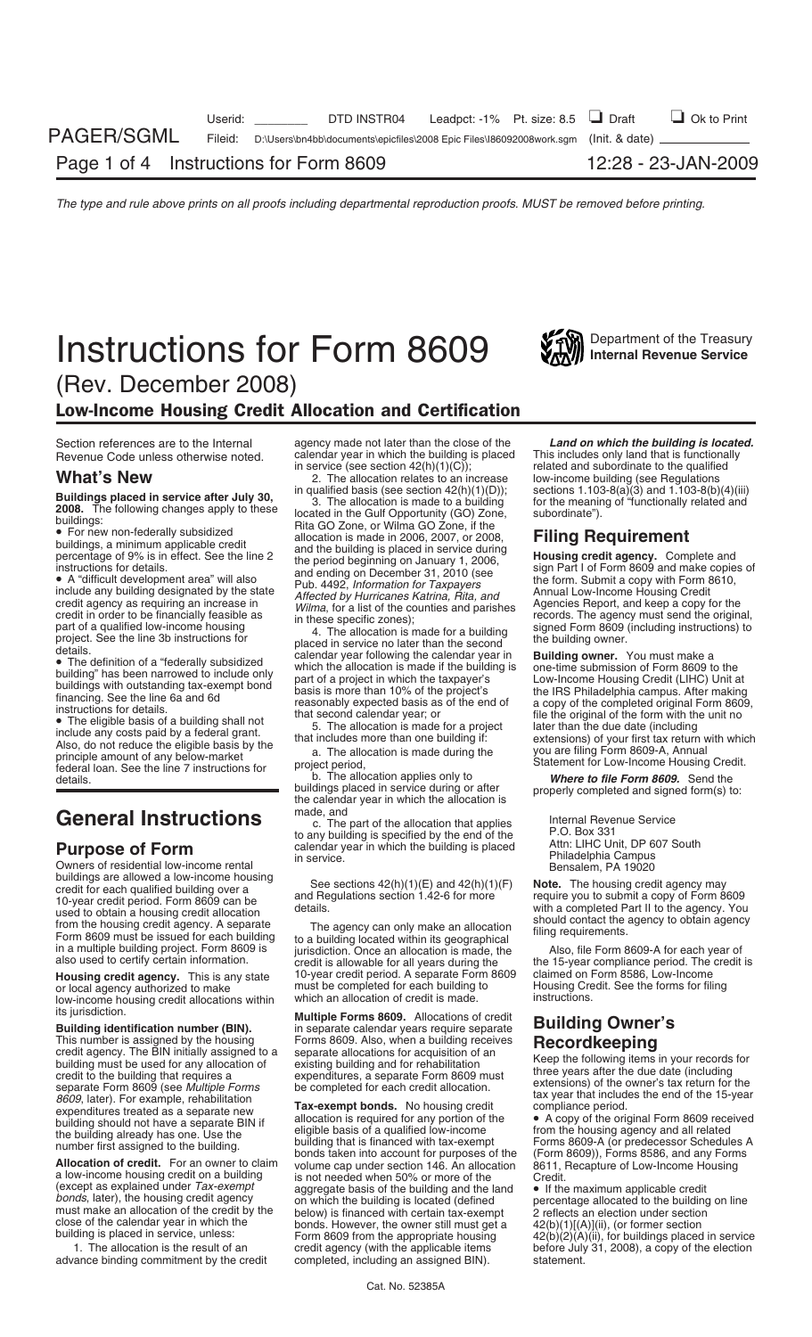# Instructions for Form 8609

Department of the Treasury
**Internal Revenue Service**

(Rev. December 2008)

## Low-Income Housing Credit Allocation and Certification

Section references are to the Internal Revenue Code unless otherwise noted.

## What's New

**Buildings placed in service after July 30, 2008.** The following changes apply to these buildings:

- For new non-federally subsidized buildings, a minimum applicable credit percentage of 9% is in effect. See the line 2 instructions for details.
- A "difficult development area" will also include any building designated by the state credit agency as requiring an increase in credit in order to be financially feasible as part of a qualified low-income housing project. See the line 3b instructions for details.
- The definition of a "federally subsidized building" has been narrowed to include only buildings with outstanding tax-exempt bond financing. See the line 6a and 6d instructions for details.
- The eligible basis of a building shall not include any costs paid by a federal grant. Also, do not reduce the eligible basis by the principle amount of any below-market federal loan. See the line 7 instructions for details.

# General Instructions

## Purpose of Form

Owners of residential low-income rental buildings are allowed a low-income housing credit for each qualified building over a 10-year credit period. Form 8609 can be used to obtain a housing credit allocation from the housing credit agency. A separate Form 8609 must be issued for each building in a multiple building project. Form 8609 is also used to certify certain information.

**Housing credit agency.** This is any state or local agency authorized to make low-income housing credit allocations within its jurisdiction.

**Building identification number (BIN).** This number is assigned by the housing credit agency. The BIN initially assigned to a building must be used for any allocation of credit to the building that requires a separate Form 8609 (see *Multiple Forms 8609*, later). For example, rehabilitation expenditures treated as a separate new building should not have a separate BIN if the building already has one. Use the number first assigned to the building.

**Allocation of credit.** For an owner to claim a low-income housing credit on a building (except as explained under *Tax-exempt bonds*, later), the housing credit agency must make an allocation of the credit by the close of the calendar year in which the building is placed in service, unless:

1. The allocation is the result of an advance binding commitment by the credit agency made not later than the close of the calendar year in which the building is placed in service (see section 42(h)(1)(C));
2. The allocation relates to an increase in qualified basis (see section 42(h)(1)(D));
3. The allocation is made to a building located in the Gulf Opportunity (GO) Zone, Rita GO Zone, or Wilma GO Zone, if the allocation is made in 2006, 2007, or 2008, and the building is placed in service during the period beginning on January 1, 2006, and ending on December 31, 2010 (see Pub. 4492, *Information for Taxpayers Affected by Hurricanes Katrina, Rita, and Wilma*, for a list of the counties and parishes in these specific zones);
4. The allocation is made for a building placed in service no later than the second calendar year following the calendar year in which the allocation is made if the building is part of a project in which the taxpayer's basis is more than 10% of the project's reasonably expected basis as of the end of that second calendar year; or
5. The allocation is made for a project that includes more than one building if:
   a. The allocation is made during the project period,
   b. The allocation applies only to buildings placed in service during or after the calendar year in which the allocation is made, and
   c. The part of the allocation that applies to any building is specified by the end of the calendar year in which the building is placed in service.

See sections 42(h)(1)(E) and 42(h)(1)(F) and Regulations section 1.42-6 for more details.

The agency can only make an allocation to a building located within its geographical jurisdiction. Once an allocation is made, the credit is allowable for all years during the 10-year credit period. A separate Form 8609 must be completed for each building to which an allocation of credit is made.

**Multiple Forms 8609.** Allocations of credit in separate calendar years require separate Forms 8609. Also, when a building receives separate allocations for acquisition of an existing building and for rehabilitation expenditures, a separate Form 8609 must be completed for each credit allocation.

**Tax-exempt bonds.** No housing credit allocation is required for any portion of the eligible basis of a qualified low-income building that is financed with tax-exempt bonds taken into account for purposes of the volume cap under section 146. An allocation is not needed when 50% or more of the aggregate basis of the building and the land on which the building is located (defined below) is financed with certain tax-exempt bonds. However, the owner still must get a Form 8609 from the appropriate housing credit agency (with the applicable items completed, including an assigned BIN).

***Land on which the building is located.*** This includes only land that is functionally related and subordinate to the qualified low-income building (see Regulations sections 1.103-8(a)(3) and 1.103-8(b)(4)(iii) for the meaning of "functionally related and subordinate").

## Filing Requirement

**Housing credit agency.** Complete and sign Part I of Form 8609 and make copies of the form. Submit a copy with Form 8610, Annual Low-Income Housing Credit Agencies Report, and keep a copy for the records. The agency must send the original, signed Form 8609 (including instructions) to the building owner.

**Building owner.** You must make a one-time submission of Form 8609 to the Low-Income Housing Credit (LIHC) Unit at the IRS Philadelphia campus. After making a copy of the completed original Form 8609, file the original of the form with the unit no later than the due date (including extensions) of your first tax return with which you are filing Form 8609-A, Annual Statement for Low-Income Housing Credit.

***Where to file Form 8609.*** Send the properly completed and signed form(s) to:

Internal Revenue Service
P.O. Box 331
Attn: LIHC Unit, DP 607 South
Philadelphia Campus
Bensalem, PA 19020

**Note.** The housing credit agency may require you to submit a copy of Form 8609 with a completed Part II to the agency. You should contact the agency to obtain agency filing requirements.

Also, file Form 8609-A for each year of the 15-year compliance period. The credit is claimed on Form 8586, Low-Income Housing Credit. See the forms for filing instructions.

## Building Owner's Recordkeeping

Keep the following items in your records for three years after the due date (including extensions) of the owner's tax return for the tax year that includes the end of the 15-year compliance period.

- A copy of the original Form 8609 received from the housing agency and all related Forms 8609-A (or predecessor Schedules A (Form 8609)), Forms 8586, and any Forms 8611, Recapture of Low-Income Housing Credit.
- If the maximum applicable credit percentage allocated to the building on line 2 reflects an election under section 42(b)(1)[(A)](ii), (or former section 42(b)(2)(A)(ii), for buildings placed in service before July 31, 2008), a copy of the election statement.

Cat. No. 52385A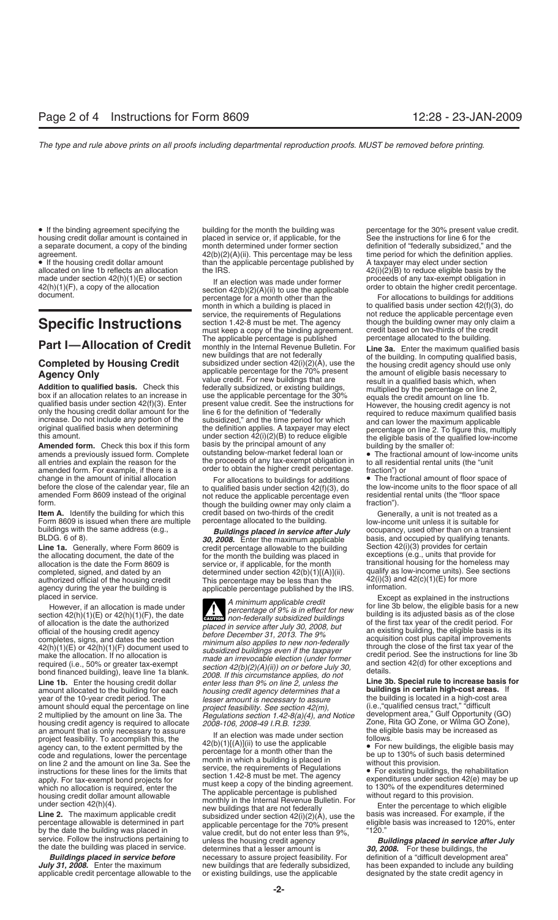- If the binding agreement specifying the housing credit dollar amount is contained in a separate document, a copy of the binding agreement.
- If the housing credit dollar amount allocated on line 1b reflects an allocation made under section 42(h)(1)(E) or section 42(h)(1)(F), a copy of the allocation document.

# Specific Instructions

## Part I—Allocation of Credit

### Completed by Housing Credit Agency Only

**Addition to qualified basis.** Check this box if an allocation relates to an increase in qualified basis under section 42(f)(3). Enter only the housing credit dollar amount for the increase. Do not include any portion of the original qualified basis when determining this amount.

**Amended form.** Check this box if this form amends a previously issued form. Complete all entries and explain the reason for the amended form. For example, if there is a change in the amount of initial allocation before the close of the calendar year, file an amended Form 8609 instead of the original form.

**Item A.** Identify the building for which this Form 8609 is issued when there are multiple buildings with the same address (e.g., BLDG. 6 of 8).

**Line 1a.** Generally, where Form 8609 is the allocating document, the date of the allocation is the date the Form 8609 is completed, signed, and dated by an authorized official of the housing credit agency during the year the building is placed in service.

However, if an allocation is made under section 42(h)(1)(E) or 42(h)(1)(F), the date of allocation is the date the authorized official of the housing credit agency completes, signs, and dates the section 42(h)(1)(E) or 42(h)(1)(F) document used to make the allocation. If no allocation is required (i.e., 50% or greater tax-exempt bond financed building), leave line 1a blank.

**Line 1b.** Enter the housing credit dollar amount allocated to the building for each year of the 10-year credit period. The amount should equal the percentage on line 2 multiplied by the amount on line 3a. The housing credit agency is required to allocate an amount that is only necessary to assure project feasibility. To accomplish this, the agency can, to the extent permitted by the code and regulations, lower the percentage on line 2 and the amount on line 3a. See the instructions for these lines for the limits that apply. For tax-exempt bond projects for which no allocation is required, enter the housing credit dollar amount allowable under section 42(h)(4).

**Line 2.** The maximum applicable credit percentage allowable is determined in part by the date the building was placed in service. Follow the instructions pertaining to the date the building was placed in service.

***Buildings placed in service before July 31, 2008.*** Enter the maximum applicable credit percentage allowable to the building for the month the building was placed in service or, if applicable, for the month determined under former section 42(b)(2)(A)(ii). This percentage may be less than the applicable percentage published by the IRS.

If an election was made under former section 42(b)(2)(A)(ii) to use the applicable percentage for a month other than the month in which a building is placed in service, the requirements of Regulations section 1.42-8 must be met. The agency must keep a copy of the binding agreement. The applicable percentage is published monthly in the Internal Revenue Bulletin. For new buildings that are not federally subsidized under section 42(i)(2)(A), use the applicable percentage for the 70% present value credit. For new buildings that are federally subsidized, or existing buildings, use the applicable percentage for the 30% present value credit. See the instructions for line 6 for the definition of "federally subsidized," and the time period for which the definition applies. A taxpayer may elect under section 42(i)(2)(B) to reduce eligible basis by the principal amount of any outstanding below-market federal loan or the proceeds of any tax-exempt obligation in order to obtain the higher credit percentage.

For allocations to buildings for additions to qualified basis under section 42(f)(3), do not reduce the applicable percentage even though the building owner may only claim a credit based on two-thirds of the credit percentage allocated to the building.

***Buildings placed in service after July 30, 2008.*** Enter the maximum applicable credit percentage allowable to the building for the month the building was placed in service or, if applicable, for the month determined under section 42(b)(1)[(A)](ii). This percentage may be less than the applicable percentage published by the IRS.

**CAUTION:** *A minimum applicable credit percentage of 9% is in effect for new non-federally subsidized buildings placed in service after July 30, 2008, but before December 31, 2013. The 9% minimum also applies to new non-federally subsidized buildings even if the taxpayer made an irrevocable election (under former section 42(b)(2)(A)(ii)) on or before July 30, 2008. If this circumstance applies, do not enter less than 9% on line 2, unless the housing credit agency determines that a lesser amount is necessary to assure project feasibility. See section 42(m), Regulations section 1.42-8(a)(4), and Notice 2008-106, 2008-49 I.R.B. 1239.*

If an election was made under section 42(b)(1)[(A)](ii) to use the applicable percentage for a month other than the month in which a building is placed in service, the requirements of Regulations section 1.42-8 must be met. The agency must keep a copy of the binding agreement. The applicable percentage is published monthly in the Internal Revenue Bulletin. For new buildings that are not federally subsidized under section 42(i)(2)(A), use the applicable percentage for the 70% present value credit, but do not enter less than 9%, unless the housing credit agency determines that a lesser amount is necessary to assure project feasibility. For new buildings that are federally subsidized, or existing buildings, use the applicable percentage for the 30% present value credit. See the instructions for line 6 for the definition of "federally subsidized," and the time period for which the definition applies. A taxpayer may elect under section 42(i)(2)(B) to reduce eligible basis by the proceeds of any tax-exempt obligation in order to obtain the higher credit percentage.

For allocations to buildings for additions to qualified basis under section 42(f)(3), do not reduce the applicable percentage even though the building owner may only claim a credit based on two-thirds of the credit percentage allocated to the building.

**Line 3a.** Enter the maximum qualified basis of the building. In computing qualified basis, the housing credit agency should use only the amount of eligible basis necessary to result in a qualified basis which, when multiplied by the percentage on line 2, equals the credit amount on line 1b. However, the housing credit agency is not required to reduce maximum qualified basis and can lower the maximum applicable percentage on line 2. To figure this, multiply the eligible basis of the qualified low-income building by the smaller of:

- The fractional amount of low-income units to all residential rental units (the "unit fraction") or
- The fractional amount of floor space of the low-income units to the floor space of all residential rental units (the "floor space fraction").

Generally, a unit is not treated as a low-income unit unless it is suitable for occupancy, used other than on a transient basis, and occupied by qualifying tenants. Section 42(i)(3) provides for certain exceptions (e.g., units that provide for transitional housing for the homeless may qualify as low-income units). See sections 42(i)(3) and 42(c)(1)(E) for more information.

Except as explained in the instructions for line 3b below, the eligible basis for a new building is its adjusted basis as of the close of the first tax year of the credit period. For an existing building, the eligible basis is its acquisition cost plus capital improvements through the close of the first tax year of the credit period. See the instructions for line 3b and section 42(d) for other exceptions and details.

**Line 3b. Special rule to increase basis for buildings in certain high-cost areas.** If the building is located in a high-cost area (i.e.,"qualified census tract," "difficult development area," Gulf Opportunity (GO) Zone, Rita GO Zone, or Wilma GO Zone), the eligible basis may be increased as follows.

- For new buildings, the eligible basis may be up to 130% of such basis determined without this provision.
- For existing buildings, the rehabilitation expenditures under section 42(e) may be up to 130% of the expenditures determined without regard to this provision.

Enter the percentage to which eligible basis was increased. For example, if the eligible basis was increased to 120%, enter "120."

***Buildings placed in service after July 30, 2008.*** For these buildings, the definition of a "difficult development area" has been expanded to include any building designated by the state credit agency in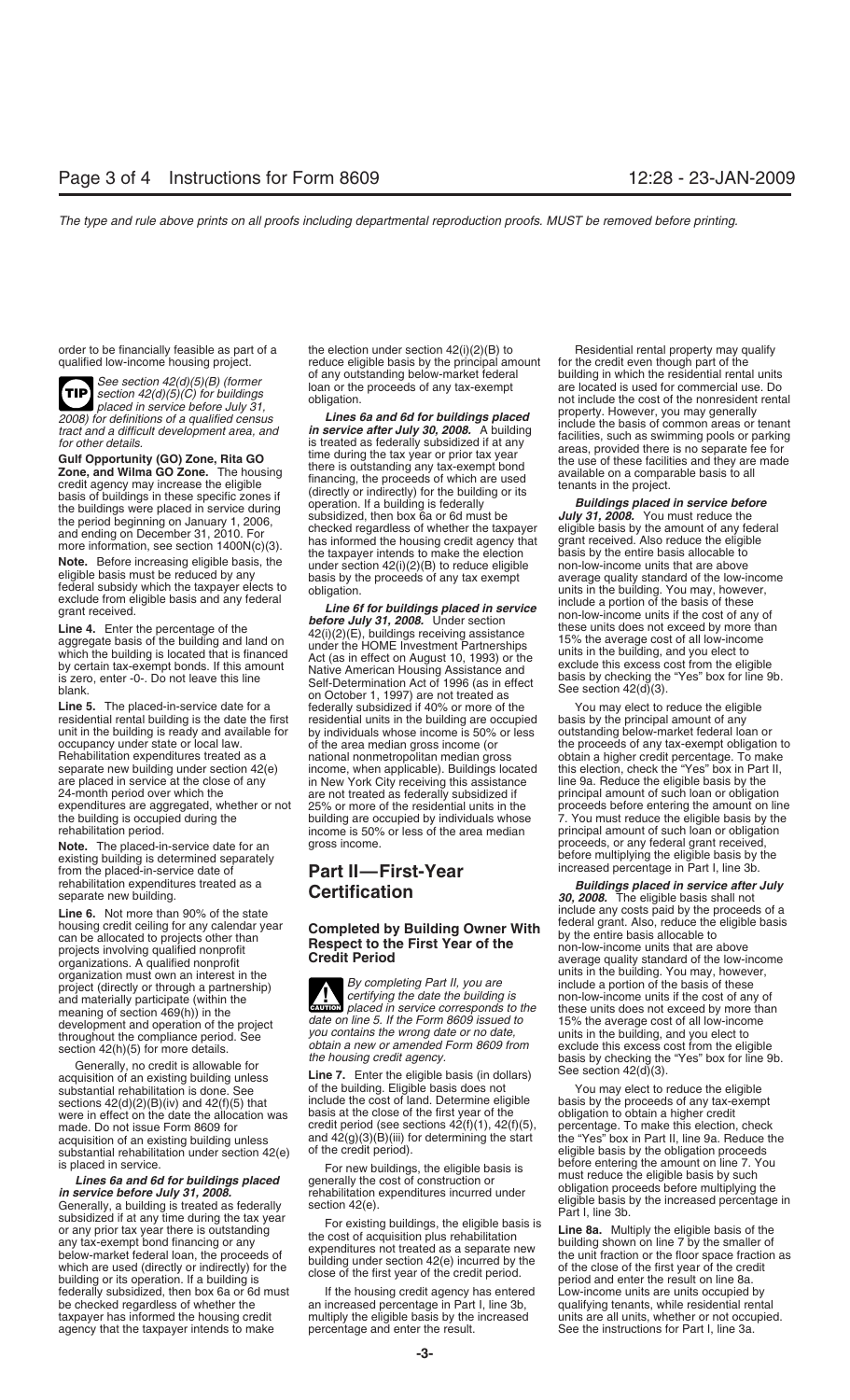order to be financially feasible as part of a qualified low-income housing project.

**TIP** See section 42(d)(5)(B) (former section 42(d)(5)(C) for buildings placed in service before July 31, 2008) for definitions of a qualified census tract and a difficult development area, and for other details.

**Gulf Opportunity (GO) Zone, Rita GO Zone, and Wilma GO Zone.** The housing credit agency may increase the eligible basis of buildings in these specific zones if the buildings were placed in service during the period beginning on January 1, 2006, and ending on December 31, 2010. For more information, see section 1400N(c)(3).

**Note.** Before increasing eligible basis, the eligible basis must be reduced by any federal subsidy which the taxpayer elects to exclude from eligible basis and any federal grant received.

**Line 4.** Enter the percentage of the aggregate basis of the building and land on which the building is located that is financed by certain tax-exempt bonds. If this amount is zero, enter -0-. Do not leave this line blank.

**Line 5.** The placed-in-service date for a residential rental building is the date the first unit in the building is ready and available for occupancy under state or local law. Rehabilitation expenditures treated as a separate new building under section 42(e) are placed in service at the close of any 24-month period over which the expenditures are aggregated, whether or not the building is occupied during the rehabilitation period.

**Note.** The placed-in-service date for an existing building is determined separately from the placed-in-service date of rehabilitation expenditures treated as a separate new building.

**Line 6.** Not more than 90% of the state housing credit ceiling for any calendar year can be allocated to projects other than projects involving qualified nonprofit organizations. A qualified nonprofit organization must own an interest in the project (directly or through a partnership) and materially participate (within the meaning of section 469(h)) in the development and operation of the project throughout the compliance period. See section 42(h)(5) for more details.

Generally, no credit is allowable for acquisition of an existing building unless substantial rehabilitation is done. See sections 42(d)(2)(B)(iv) and 42(f)(5) that were in effect on the date the allocation was made. Do not issue Form 8609 for acquisition of an existing building unless substantial rehabilitation under section 42(e) is placed in service.

***Lines 6a and 6d for buildings placed in service before July 31, 2008.*** Generally, a building is treated as federally subsidized if at any time during the tax year or any prior tax year there is outstanding any tax-exempt bond financing or any below-market federal loan, the proceeds of which are used (directly or indirectly) for the building or its operation. If a building is federally subsidized, then box 6a or 6d must be checked regardless of whether the taxpayer has informed the housing credit agency that the taxpayer intends to make the election under section 42(i)(2)(B) to reduce eligible basis by the principal amount of any outstanding below-market federal loan or the proceeds of any tax-exempt obligation.

***Lines 6a and 6d for buildings placed in service after July 30, 2008.*** A building is treated as federally subsidized if at any time during the tax year or prior tax year there is outstanding any tax-exempt bond financing, the proceeds of which are used (directly or indirectly) for the building or its operation. If a building is federally subsidized, then box 6a or 6d must be checked regardless of whether the taxpayer has informed the housing credit agency that the taxpayer intends to make the election under section 42(i)(2)(B) to reduce eligible basis by the proceeds of any tax exempt obligation.

***Line 6f for buildings placed in service before July 31, 2008.*** Under section 42(i)(2)(E), buildings receiving assistance under the HOME Investment Partnerships Act (as in effect on August 10, 1993) or the Native American Housing Assistance and Self-Determination Act of 1996 (as in effect on October 1, 1997) are not treated as federally subsidized if 40% or more of the residential units in the building are occupied by individuals whose income is 50% or less of the area median gross income (or national nonmetropolitan median gross income, when applicable). Buildings located in New York City receiving this assistance are not treated as federally subsidized if 25% or more of the residential units in the building are occupied by individuals whose income is 50% or less of the area median gross income.

## Part II—First-Year Certification

### Completed by Building Owner With Respect to the First Year of the Credit Period

**CAUTION** By completing Part II, you are certifying the date the building is placed in service corresponds to the date on line 5. If the Form 8609 issued to you contains the wrong date or no date, obtain a new or amended Form 8609 from the housing credit agency.

**Line 7.** Enter the eligible basis (in dollars) of the building. Eligible basis does not include the cost of land. Determine eligible basis at the close of the first year of the credit period (see sections 42(f)(1), 42(f)(5), and 42(g)(3)(B)(iii) for determining the start of the credit period).

For new buildings, the eligible basis is generally the cost of construction or rehabilitation expenditures incurred under section 42(e).

For existing buildings, the eligible basis is the cost of acquisition plus rehabilitation expenditures not treated as a separate new building under section 42(e) incurred by the close of the first year of the credit period.

If the housing credit agency has entered an increased percentage in Part I, line 3b, multiply the eligible basis by the increased percentage and enter the result.

Residential rental property may qualify for the credit even though part of the building in which the residential rental units are located is used for commercial use. Do not include the cost of the nonresident rental property. However, you may generally include the basis of common areas or tenant facilities, such as swimming pools or parking areas, provided there is no separate fee for the use of these facilities and they are made available on a comparable basis to all tenants in the project.

***Buildings placed in service before July 31, 2008.*** You must reduce the eligible basis by the amount of any federal grant received. Also reduce the eligible basis by the entire basis allocable to non-low-income units that are above average quality standard of the low-income units in the building. You may, however, include a portion of the basis of these non-low-income units if the cost of any of these units does not exceed by more than 15% the average cost of all low-income units in the building, and you elect to exclude this excess cost from the eligible basis by checking the "Yes" box for line 9b. See section 42(d)(3).

You may elect to reduce the eligible basis by the principal amount of any outstanding below-market federal loan or the proceeds of any tax-exempt obligation to obtain a higher credit percentage. To make this election, check the "Yes" box in Part II, line 9a. Reduce the eligible basis by the principal amount of such loan or obligation proceeds before entering the amount on line 7. You must reduce the eligible basis by the principal amount of such loan or obligation proceeds, or any federal grant received, before multiplying the eligible basis by the increased percentage in Part I, line 3b.

***Buildings placed in service after July 30, 2008.*** The eligible basis shall not include any costs paid by the proceeds of a federal grant. Also, reduce the eligible basis by the entire basis allocable to non-low-income units that are above average quality standard of the low-income units in the building. You may, however, include a portion of the basis of these non-low-income units if the cost of any of these units does not exceed by more than 15% the average cost of all low-income units in the building, and you elect to exclude this excess cost from the eligible basis by checking the "Yes" box for line 9b. See section 42(d)(3).

You may elect to reduce the eligible basis by the proceeds of any tax-exempt obligation to obtain a higher credit percentage. To make this election, check the "Yes" box in Part II, line 9a. Reduce the eligible basis by the obligation proceeds before entering the amount on line 7. You must reduce the eligible basis by such obligation proceeds before multiplying the eligible basis by the increased percentage in Part I, line 3b.

**Line 8a.** Multiply the eligible basis of the building shown on line 7 by the smaller of the unit fraction or the floor space fraction as of the close of the first year of the credit period and enter the result on line 8a. Low-income units are units occupied by qualifying tenants, while residential rental units are all units, whether or not occupied. See the instructions for Part I, line 3a.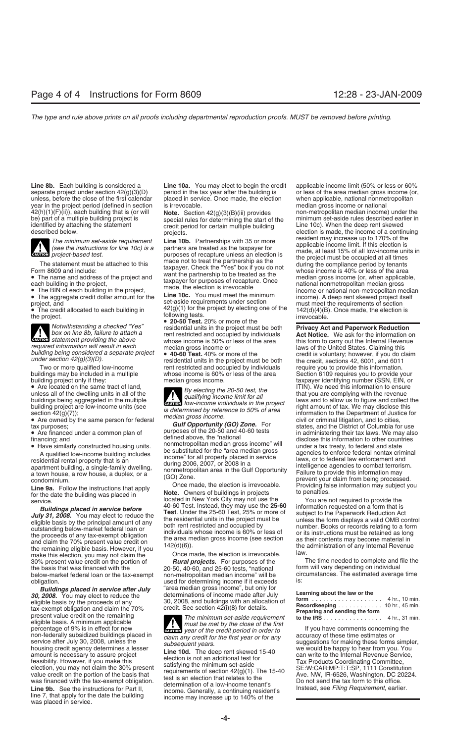**Line 8b.** Each building is considered a separate project under section 42(g)(3)(D) unless, before the close of the first calendar year in the project period (defined in section 42(h)(1)(F)(ii)), each building that is (or will be) part of a multiple building project is identified by attaching the statement described below.

**CAUTION** *The minimum set-aside requirement (see the instructions for line 10c) is a project-based test.*

The statement must be attached to this Form 8609 and include:

- The name and address of the project and each building in the project,
- The BIN of each building in the project,
- The aggregate credit dollar amount for the project, and
- The credit allocated to each building in the project.

**CAUTION** *Notwithstanding a checked "Yes" box on line 8b, failure to attach a statement providing the above required information will result in each building being considered a separate project under section 42(g)(3)(D).*

Two or more qualified low-income buildings may be included in a multiple building project only if they:

- Are located on the same tract of land, unless all of the dwelling units in all of the buildings being aggregated in the multiple building project are low-income units (see section 42(g)(7));
- Are owned by the same person for federal tax purposes;
- Are financed under a common plan of financing; and
- Have similarly constructed housing units.

A qualified low-income building includes residential rental property that is an apartment building, a single-family dwelling, a town house, a row house, a duplex, or a condominium.

**Line 9a.** Follow the instructions that apply for the date the building was placed in service.

***Buildings placed in service before July 31, 2008.*** You may elect to reduce the eligible basis by the principal amount of any outstanding below-market federal loan or the proceeds of any tax-exempt obligation and claim the 70% present value credit on the remaining eligible basis. However, if you make this election, you may not claim the 30% present value credit on the portion of the basis that was financed with the below-market federal loan or the tax-exempt obligation.

***Buildings placed in service after July 30, 2008.*** You may elect to reduce the eligible basis by the proceeds of any tax-exempt obligation and claim the 70% present value credit on the remaining eligible basis. A minimum applicable percentage of 9% is in effect for new non-federally subsidized buildings placed in service after July 30, 2008, unless the housing credit agency determines a lesser amount is necessary to assure project feasibility. However, if you make this election, you may not claim the 30% present value credit on the portion of the basis that was financed with the tax-exempt obligation.

**Line 9b.** See the instructions for Part II, line 7, that apply for the date the building was placed in service.

**Line 10a.** You may elect to begin the credit period in the tax year after the building is placed in service. Once made, the election is irrevocable.

**Note.** Section 42(g)(3)(B)(iii) provides special rules for determining the start of the credit period for certain multiple building projects.

**Line 10b.** Partnerships with 35 or more partners are treated as the taxpayer for purposes of recapture unless an election is made not to treat the partnership as the taxpayer. Check the "Yes" box if you do not want the partnership to be treated as the taxpayer for purposes of recapture. Once made, the election is irrevocable

**Line 10c.** You must meet the minimum set-aside requirements under section 42(g)(1) for the project by electing one of the following tests.

- **20-50 Test.** 20% or more of the residential units in the project must be both rent restricted and occupied by individuals whose income is 50% or less of the area median gross income or
- **40-60 Test.** 40% or more of the residential units in the project must be both rent restricted and occupied by individuals whose income is 60% or less of the area median gross income.

**CAUTION** *By electing the 20-50 test, the qualifying income limit for all low-income individuals in the project is determined by reference to 50% of area median gross income.*

***Gulf Opportunity (GO) Zone.*** For purposes of the 20-50 and 40-60 tests defined above, the "national nonmetropolitan median gross income" will be substituted for the "area median gross income" for all property placed in service during 2006, 2007, or 2008 in a nonmetropolitan area in the Gulf Opportunity (GO) Zone.

Once made, the election is irrevocable.

**Note.** Owners of buildings in projects located in New York City may not use the 40-60 Test. Instead, they may use the **25-60 Test**. Under the 25-60 Test, 25% or more of the residential units in the project must be both rent restricted and occupied by individuals whose income is 60% or less of the area median gross income (see section 142(d)(6)).

Once made, the election is irrevocable.

***Rural projects.*** For purposes of the 20-50, 40-60, and 25-60 tests, "national non-metropolitan median income" will be used for determining income if it exceeds "area median gross income", but only for determinations of income made after July 30, 2008, and buildings with an allocation of credit. See section 42(i)(8) for details.

**CAUTION** *The minimum set-aside requirement must be met by the close of the first year of the credit period in order to claim any credit for the first year or for any subsequent years.*

**Line 10d.** The deep rent skewed 15-40 election is not an additional test for satisfying the minimum set-aside requirements of section 42(g)(1). The 15-40 test is an election that relates to the determination of a low-income tenant's income. Generally, a continuing resident's income may increase up to 140% of the applicable income limit (50% or less or 60% or less of the area median gross income (or, when applicable, national nonmetropolitan median gross income or national non-metropolitan median income) under the minimum set-aside rules described earlier in Line 10c). When the deep rent skewed election is made, the income of a continuing resident may increase up to 170% of the applicable income limit. If this election is made, at least 15% of all low-income units in the project must be occupied at all times during the compliance period by tenants whose income is 40% or less of the area median gross income (or, when applicable, national nonmetropolitan median gross income or national non-metropolitan median income). A deep rent skewed project itself must meet the requirements of section 142(d)(4)(B). Once made, the election is irrevocable.

**Privacy Act and Paperwork Reduction Act Notice.** We ask for the information on this form to carry out the Internal Revenue laws of the United States. Claiming this credit is voluntary; however, if you do claim the credit, sections 42, 6001, and 6011 require you to provide this information. Section 6109 requires you to provide your taxpayer identifying number (SSN, EIN, or ITIN). We need this information to ensure that you are complying with the revenue laws and to allow us to figure and collect the right amount of tax. We may disclose this information to the Department of Justice for civil or criminal litigation, and to cities, states, and the District of Columbia for use in administering their tax laws. We may also disclose this information to other countries under a tax treaty, to federal and state agencies to enforce federal nontax criminal laws, or to federal law enforcement and intelligence agencies to combat terrorism. Failure to provide this information may prevent your claim from being processed. Providing false information may subject you to penalties.

You are not required to provide the information requested on a form that is subject to the Paperwork Reduction Act unless the form displays a valid OMB control number. Books or records relating to a form or its instructions must be retained as long as their contents may become material in the administration of any Internal Revenue law.

The time needed to complete and file the form will vary depending on individual circumstances. The estimated average time is:

| | |
|---|---|
| **Learning about the law or the form** | 4 hr., 10 min. |
| **Recordkeeping** | 10 hr., 45 min. |
| **Preparing and sending the form to the IRS** | 4 hr., 31 min. |

If you have comments concerning the accuracy of these time estimates or suggestions for making these forms simpler, we would be happy to hear from you. You can write to the Internal Revenue Service, Tax Products Coordinating Committee, SE:W:CAR:MP:T:T:SP, 1111 Constitution Ave. NW, IR-6526, Washington, DC 20224. Do not send the tax form to this office. Instead, see *Filing Requirement*, earlier.